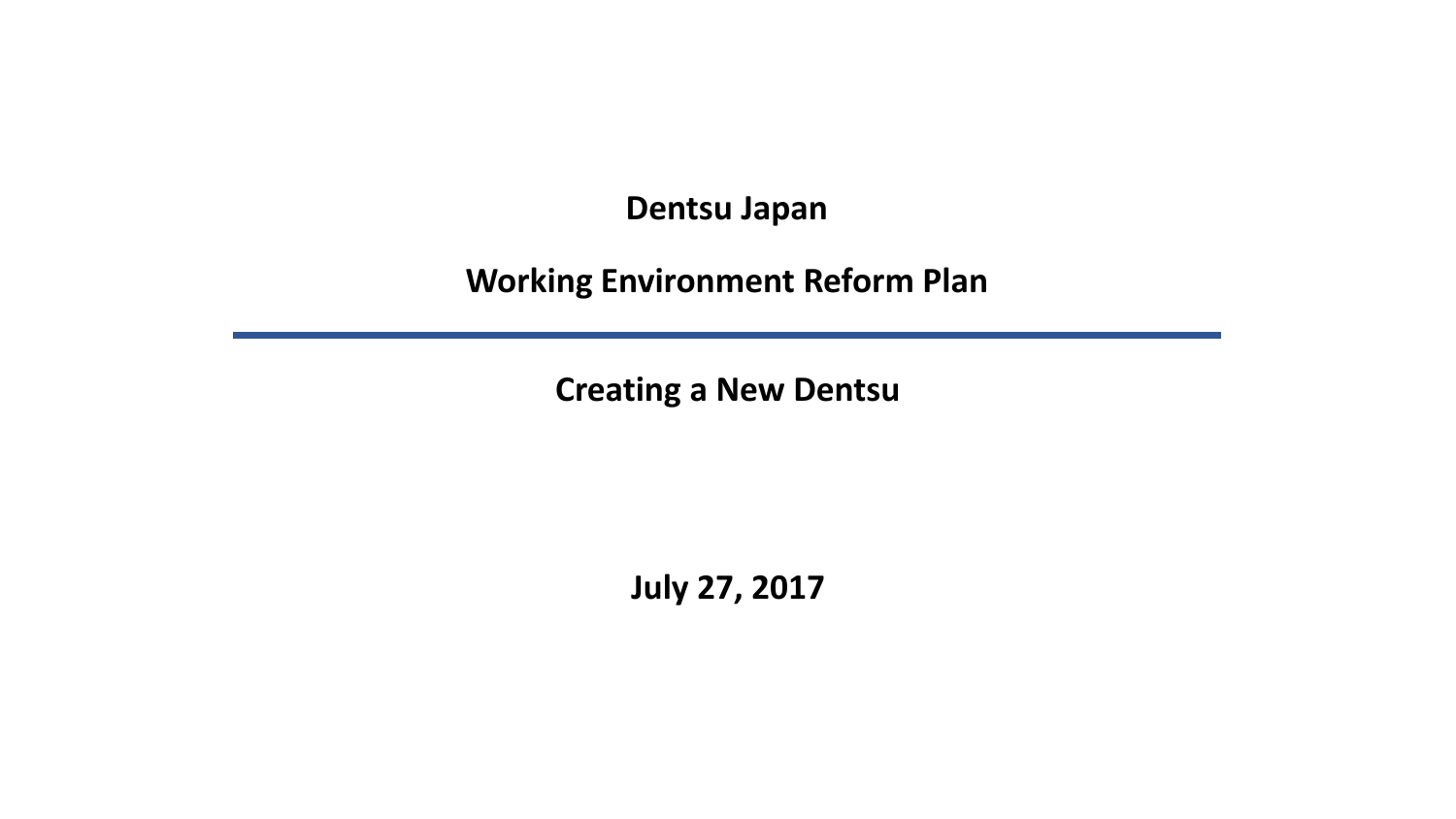# Dentsu Japan

# Working Environment Reform Plan

---

## Creating a New Dentsu

**July 27, 2017**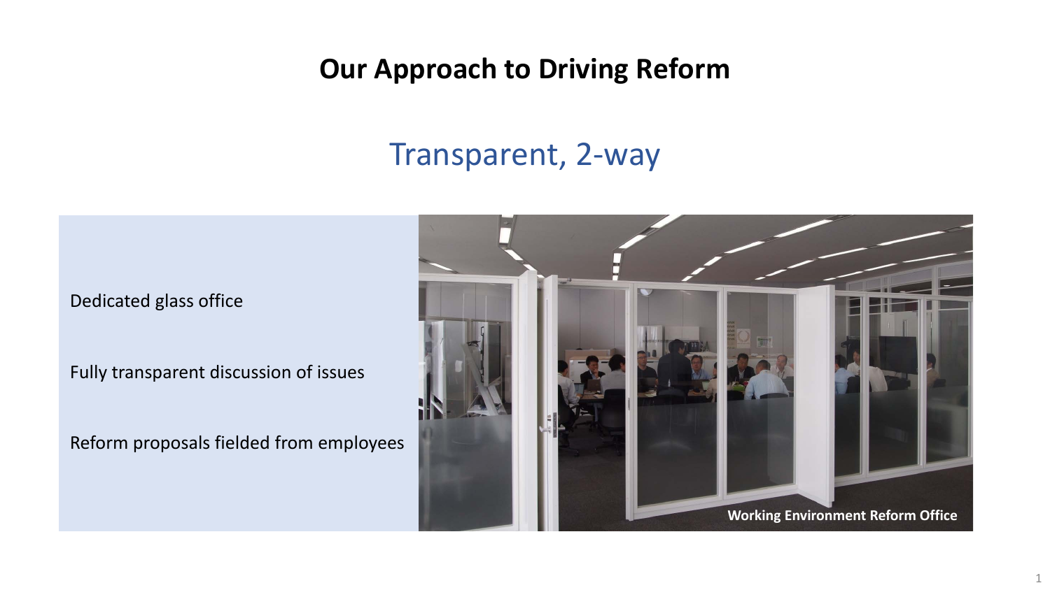# Our Approach to Driving Reform

## Transparent, 2-way

Dedicated glass office

Fully transparent discussion of issues

Reform proposals fielded from employees

Working Environment Reform Office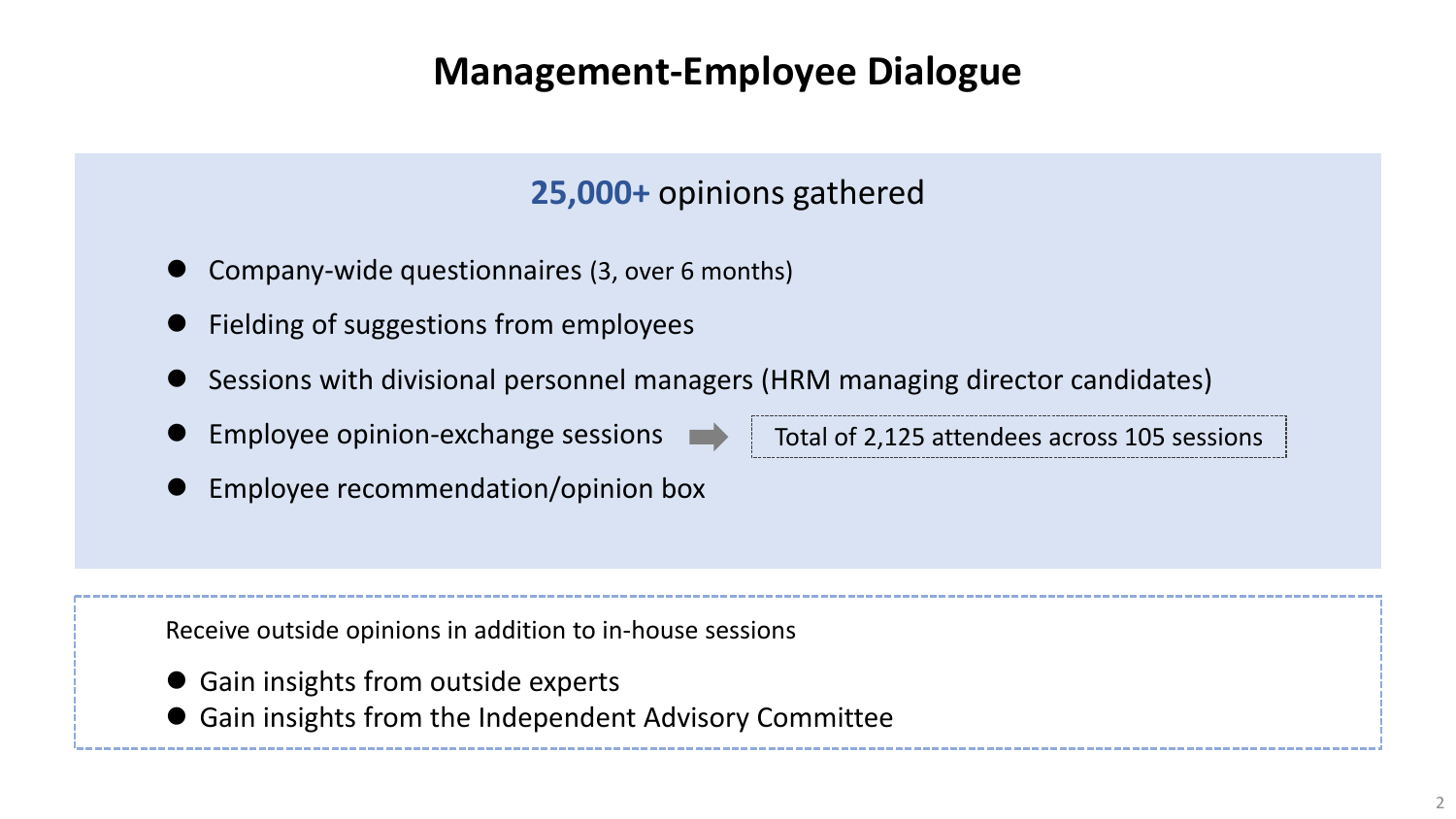# Management-Employee Dialogue

**25,000+** opinions gathered

- Company-wide questionnaires (3, over 6 months)
- Fielding of suggestions from employees
- Sessions with divisional personnel managers (HRM managing director candidates)
- Employee opinion-exchange sessions → Total of 2,125 attendees across 105 sessions
- Employee recommendation/opinion box

Receive outside opinions in addition to in-house sessions

- Gain insights from outside experts
- Gain insights from the Independent Advisory Committee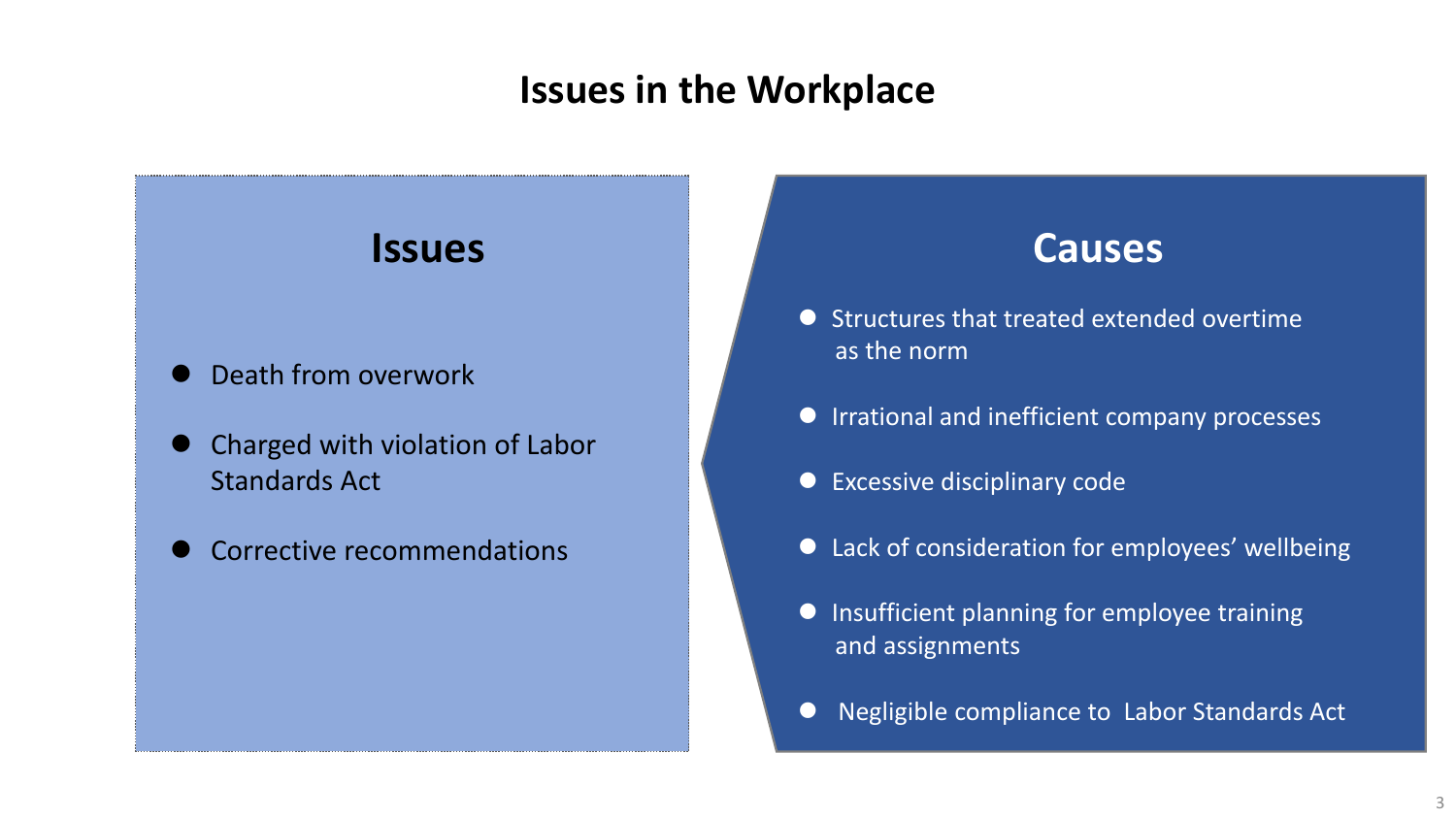# Issues in the Workplace

## Issues

- Death from overwork
- Charged with violation of Labor Standards Act
- Corrective recommendations

## Causes

- Structures that treated extended overtime as the norm
- Irrational and inefficient company processes
- Excessive disciplinary code
- Lack of consideration for employees' wellbeing
- Insufficient planning for employee training and assignments
- Negligible compliance to Labor Standards Act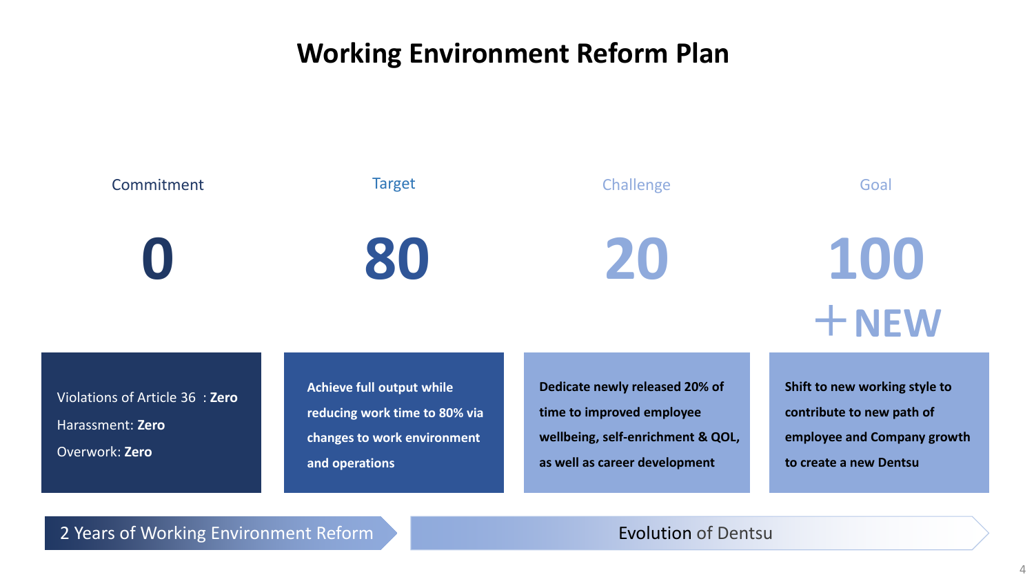# Working Environment Reform Plan

| Commitment | Target | Challenge | Goal |
|---|---|---|---|
| **0** | **80** | **20** | **100 ＋NEW** |
| Violations of Article 36 : **Zero**<br>Harassment: **Zero**<br>Overwork: **Zero** | **Achieve full output while reducing work time to 80% via changes to work environment and operations** | **Dedicate newly released 20% of time to improved employee wellbeing, self-enrichment & QOL, as well as career development** | **Shift to new working style to contribute to new path of employee and Company growth to create a new Dentsu** |

2 Years of Working Environment Reform → Evolution of Dentsu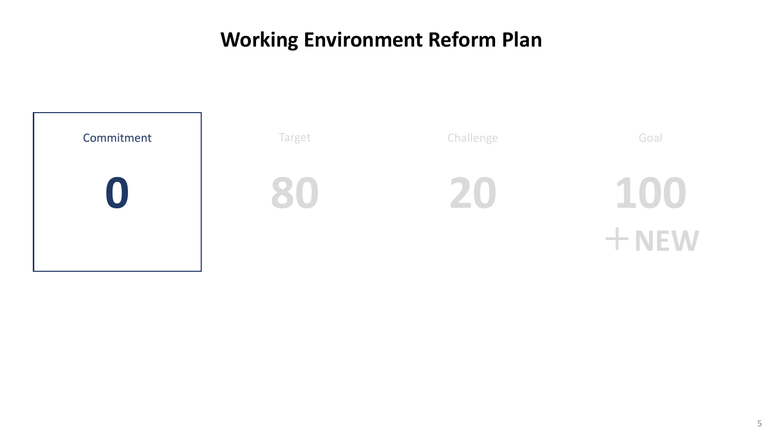# Working Environment Reform Plan

| Commitment | Target | Challenge | Goal |
| --- | --- | --- | --- |
| **0** | **80** | **20** | **100** |
| | | | **＋NEW** |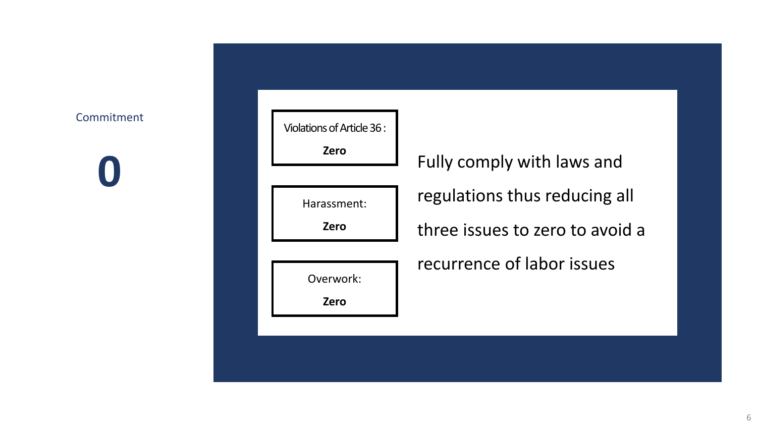Commitment

# 0

**Violations of Article 36 :**

**Zero**

**Harassment:**

**Zero**

**Overwork:**

**Zero**

Fully comply with laws and regulations thus reducing all three issues to zero to avoid a recurrence of labor issues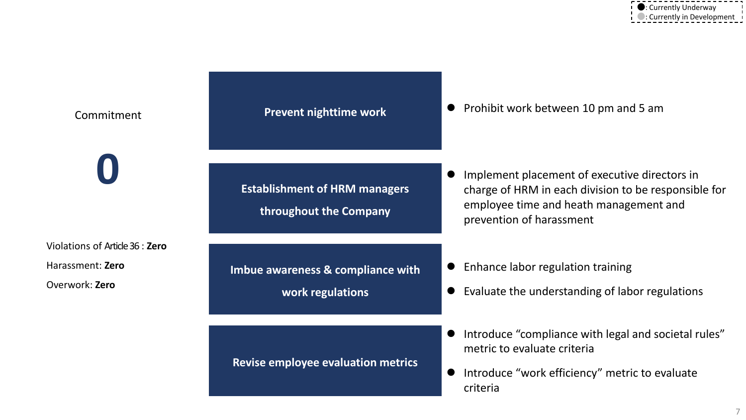●: Currently Underway
●: Currently in Development

Commitment

# 0

Violations of Article 36 : **Zero**

Harassment: **Zero**

Overwork: **Zero**

| Initiative | Actions |
| --- | --- |
| **Prevent nighttime work** | ● Prohibit work between 10 pm and 5 am |
| **Establishment of HRM managers throughout the Company** | ● Implement placement of executive directors in charge of HRM in each division to be responsible for employee time and heath management and prevention of harassment |
| **Imbue awareness & compliance with work regulations** | ● Enhance labor regulation training<br>● Evaluate the understanding of labor regulations |
| **Revise employee evaluation metrics** | ● Introduce “compliance with legal and societal rules” metric to evaluate criteria<br>● Introduce “work efficiency” metric to evaluate criteria |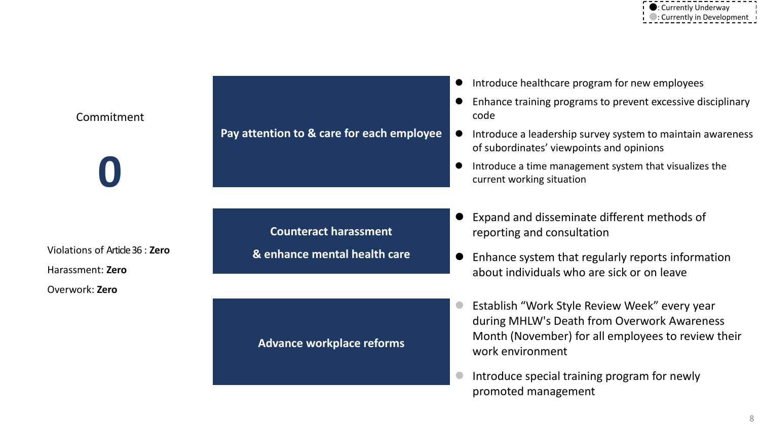●: Currently Underway
●: Currently in Development

Commitment

# 0

Violations of Article 36 : **Zero**

Harassment: **Zero**

Overwork: **Zero**

## Pay attention to & care for each employee

- ● Introduce healthcare program for new employees
- ● Enhance training programs to prevent excessive disciplinary code
- ● Introduce a leadership survey system to maintain awareness of subordinates' viewpoints and opinions
- ● Introduce a time management system that visualizes the current working situation

## Counteract harassment & enhance mental health care

- ● Expand and disseminate different methods of reporting and consultation
- ● Enhance system that regularly reports information about individuals who are sick or on leave

## Advance workplace reforms

- ● Establish "Work Style Review Week" every year during MHLW's Death from Overwork Awareness Month (November) for all employees to review their work environment
- ● Introduce special training program for newly promoted management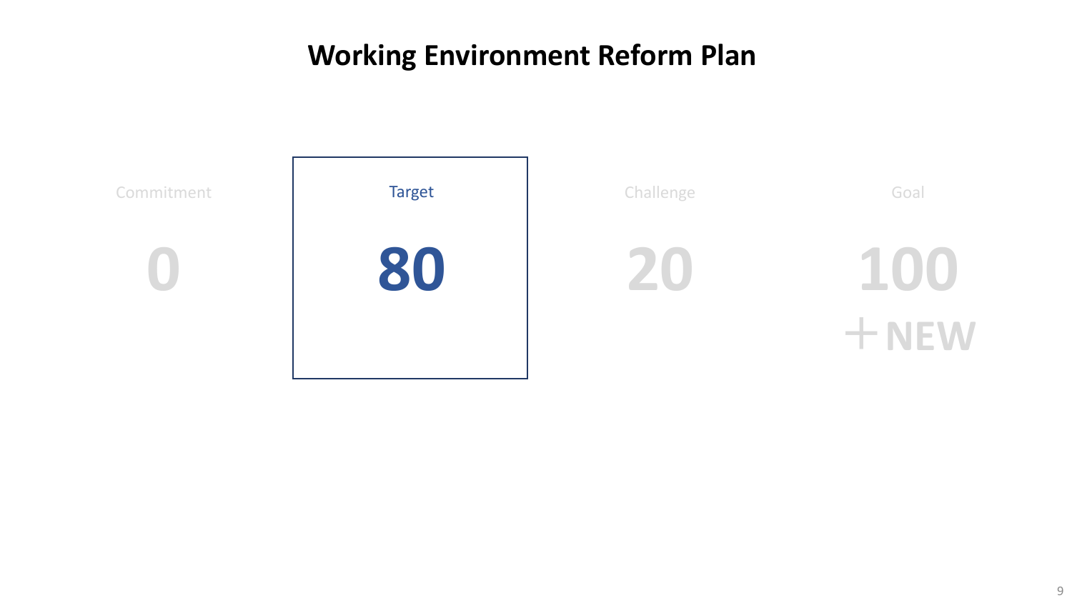# Working Environment Reform Plan

| Commitment | Target | Challenge | Goal |
| --- | --- | --- | --- |
| 0 | **80** | 20 | 100 +NEW |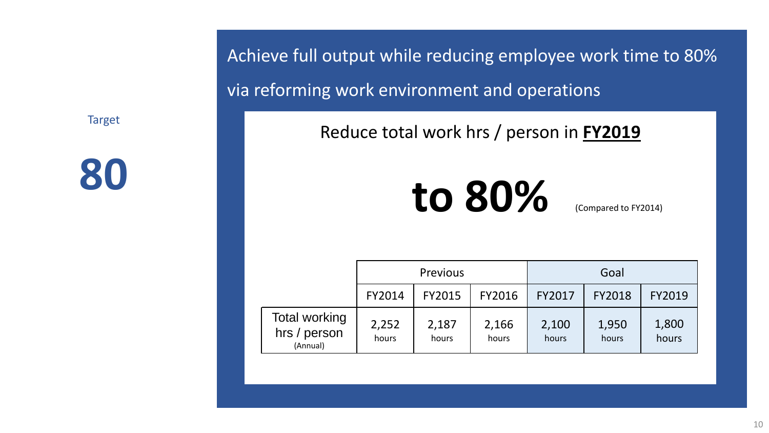Target

# 80

## Achieve full output while reducing employee work time to 80% via reforming work environment and operations

Reduce total work hrs / person in **FY2019**

# to 80%

(Compared to FY2014)

| | Previous | | | Goal | | |
|---|---|---|---|---|---|---|
| | FY2014 | FY2015 | FY2016 | FY2017 | FY2018 | FY2019 |
| Total working hrs / person (Annual) | 2,252 hours | 2,187 hours | 2,166 hours | 2,100 hours | 1,950 hours | 1,800 hours |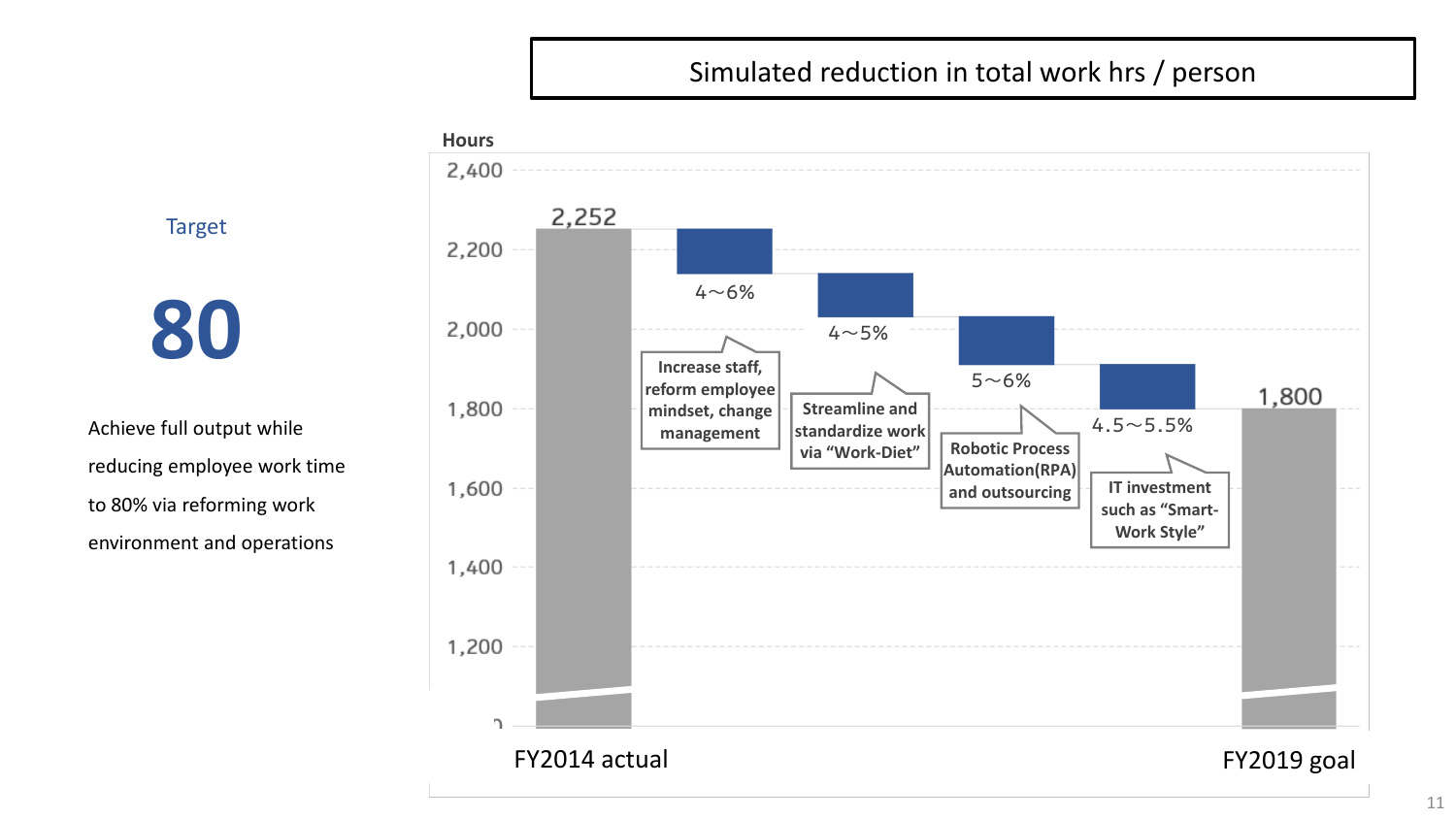## Simulated reduction in total work hrs / person

Target

# 80

Achieve full output while reducing employee work time to 80% via reforming work environment and operations

Hours

2,400
2,200
2,000
1,800
1,600
1,400
1,200
0

2,252

4～6%

Increase staff, reform employee mindset, change management

4～5%

Streamline and standardize work via "Work-Diet"

5～6%

Robotic Process Automation(RPA) and outsourcing

4.5～5.5%

IT investment such as "Smart-Work Style"

1,800

FY2014 actual

FY2019 goal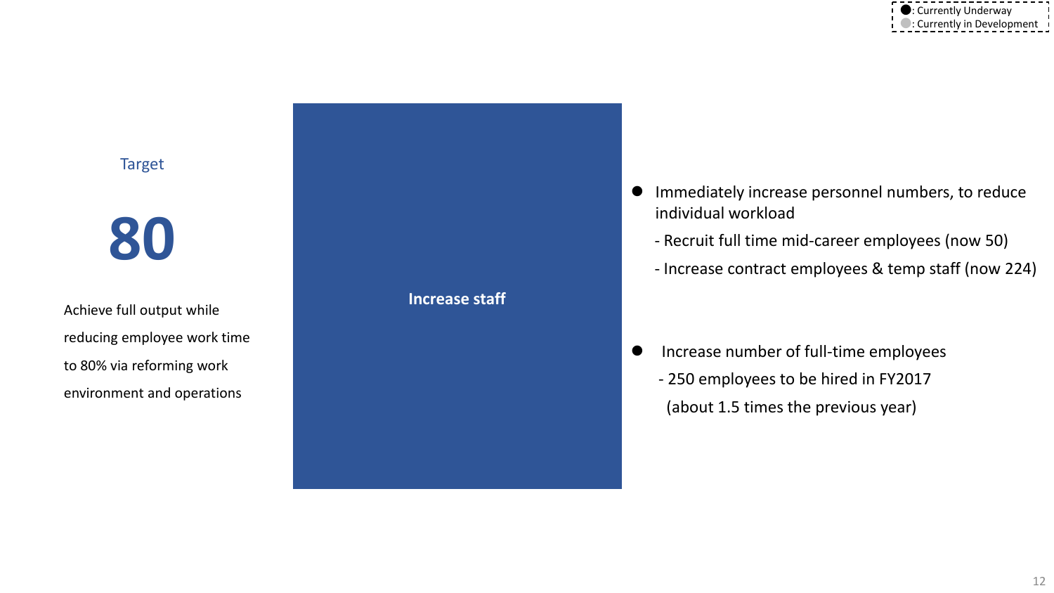●: Currently Underway
●: Currently in Development

Target

# 80

Achieve full output while reducing employee work time to 80% via reforming work environment and operations

**Increase staff**

- Immediately increase personnel numbers, to reduce individual workload
  - Recruit full time mid-career employees (now 50)
  - Increase contract employees & temp staff (now 224)

- Increase number of full-time employees
  - 250 employees to be hired in FY2017 (about 1.5 times the previous year)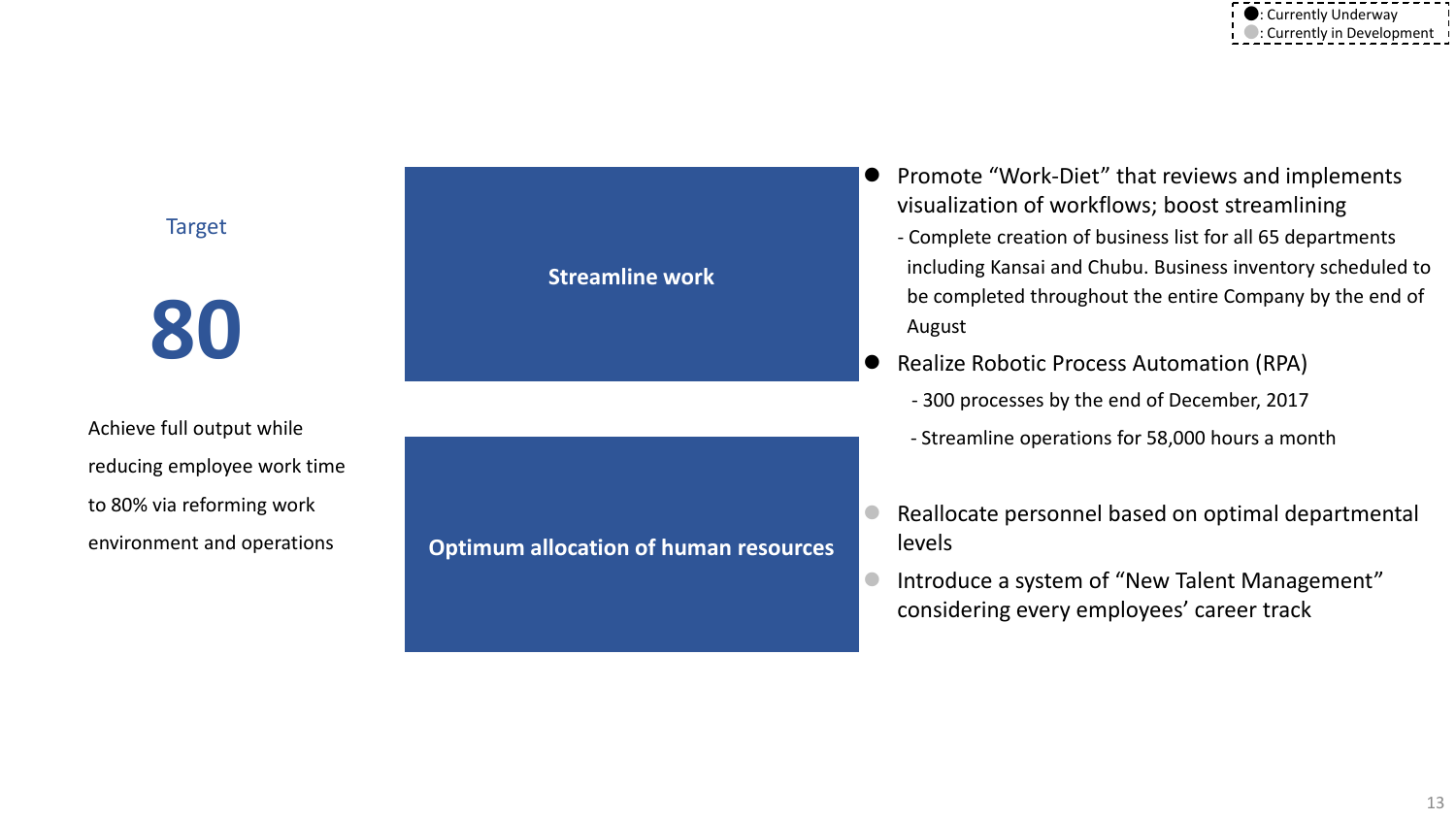●: Currently Underway
●: Currently in Development

Target

# 80

Achieve full output while reducing employee work time to 80% via reforming work environment and operations

**Streamline work**

- ● Promote "Work-Diet" that reviews and implements visualization of workflows; boost streamlining
  - Complete creation of business list for all 65 departments including Kansai and Chubu. Business inventory scheduled to be completed throughout the entire Company by the end of August
- ● Realize Robotic Process Automation (RPA)
  - 300 processes by the end of December, 2017
  - Streamline operations for 58,000 hours a month

**Optimum allocation of human resources**

- ● Reallocate personnel based on optimal departmental levels
- ● Introduce a system of "New Talent Management" considering every employees' career track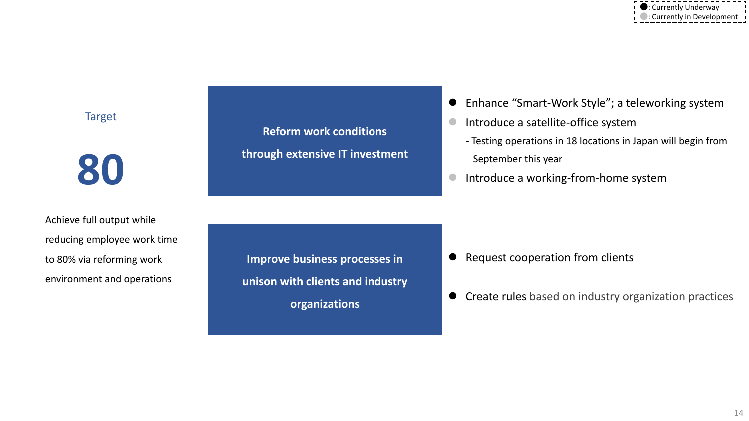●: Currently Underway
●: Currently in Development

Target

# 80

Achieve full output while reducing employee work time to 80% via reforming work environment and operations

**Reform work conditions through extensive IT investment**

- ● Enhance “Smart-Work Style”; a teleworking system
- ● Introduce a satellite-office system
  - Testing operations in 18 locations in Japan will begin from September this year
- ● Introduce a working-from-home system

**Improve business processes in unison with clients and industry organizations**

- ● Request cooperation from clients
- ● Create rules based on industry organization practices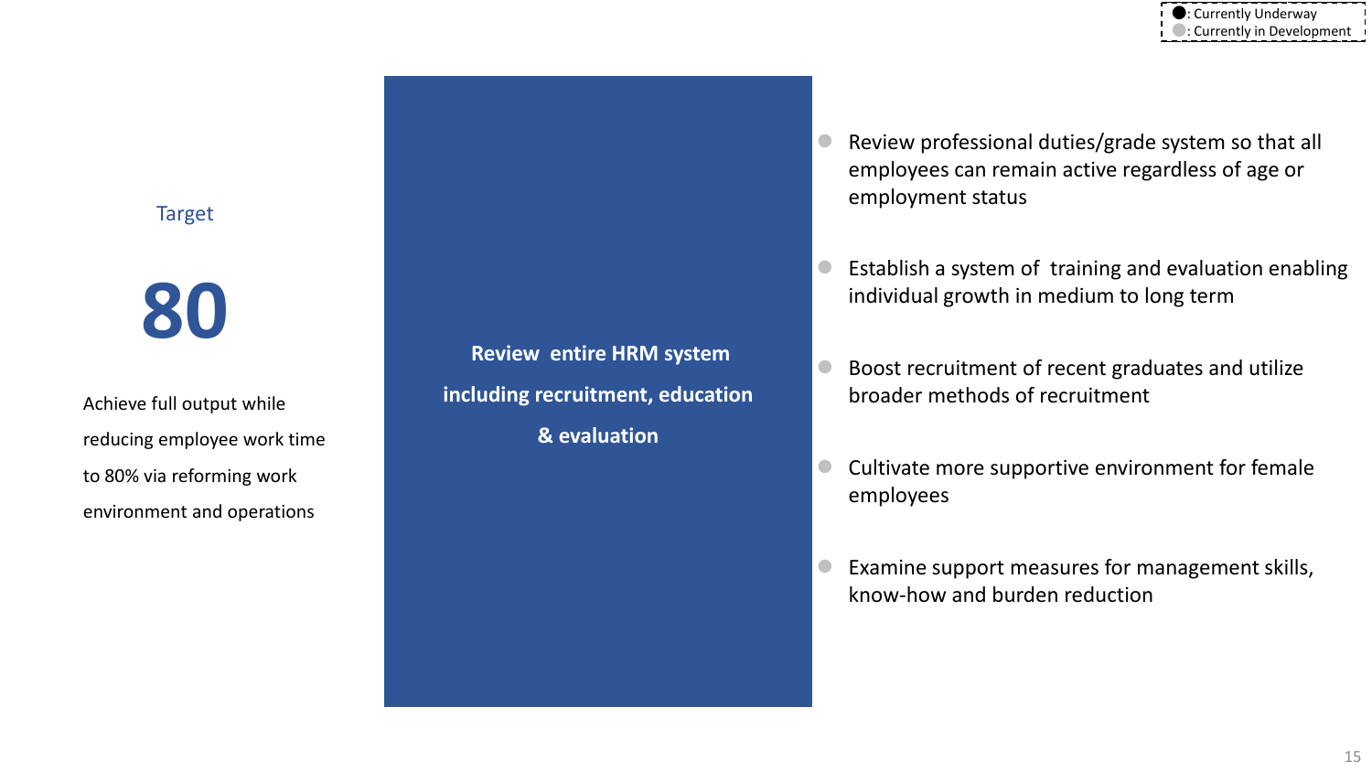●: Currently Underway
●: Currently in Development

Target

# 80

Achieve full output while reducing employee work time to 80% via reforming work environment and operations

**Review entire HRM system including recruitment, education & evaluation**

- Review professional duties/grade system so that all employees can remain active regardless of age or employment status
- Establish a system of training and evaluation enabling individual growth in medium to long term
- Boost recruitment of recent graduates and utilize broader methods of recruitment
- Cultivate more supportive environment for female employees
- Examine support measures for management skills, know-how and burden reduction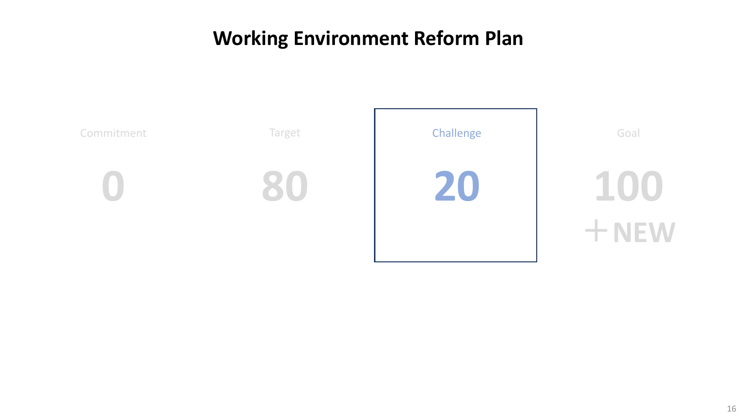# Working Environment Reform Plan

| Commitment | Target | Challenge | Goal |
|---|---|---|---|
| 0 | 80 | 20 | 100 ＋NEW |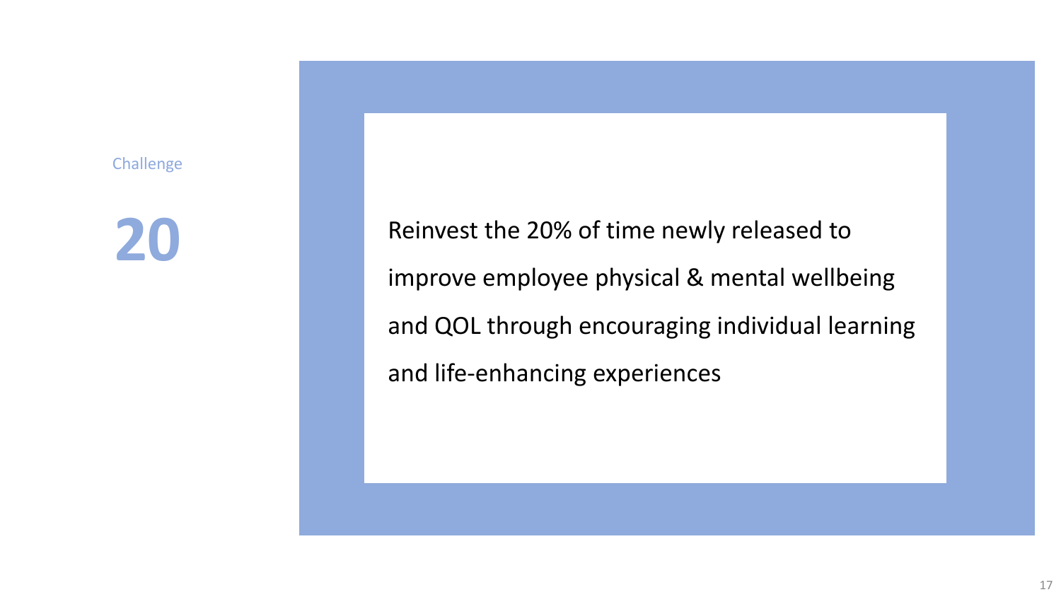Challenge

# 20

Reinvest the 20% of time newly released to improve employee physical & mental wellbeing and QOL through encouraging individual learning and life-enhancing experiences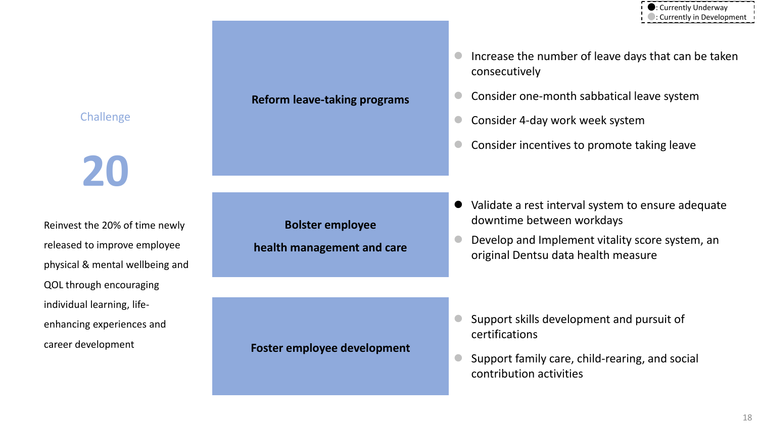●: Currently Underway
●: Currently in Development

Challenge

# 20

Reinvest the 20% of time newly released to improve employee physical & mental wellbeing and QOL through encouraging individual learning, life-enhancing experiences and career development

**Reform leave-taking programs**

- ● Increase the number of leave days that can be taken consecutively
- ● Consider one-month sabbatical leave system
- ● Consider 4-day work week system
- ● Consider incentives to promote taking leave

**Bolster employee health management and care**

- ● Validate a rest interval system to ensure adequate downtime between workdays
- ● Develop and Implement vitality score system, an original Dentsu data health measure

**Foster employee development**

- ● Support skills development and pursuit of certifications
- ● Support family care, child-rearing, and social contribution activities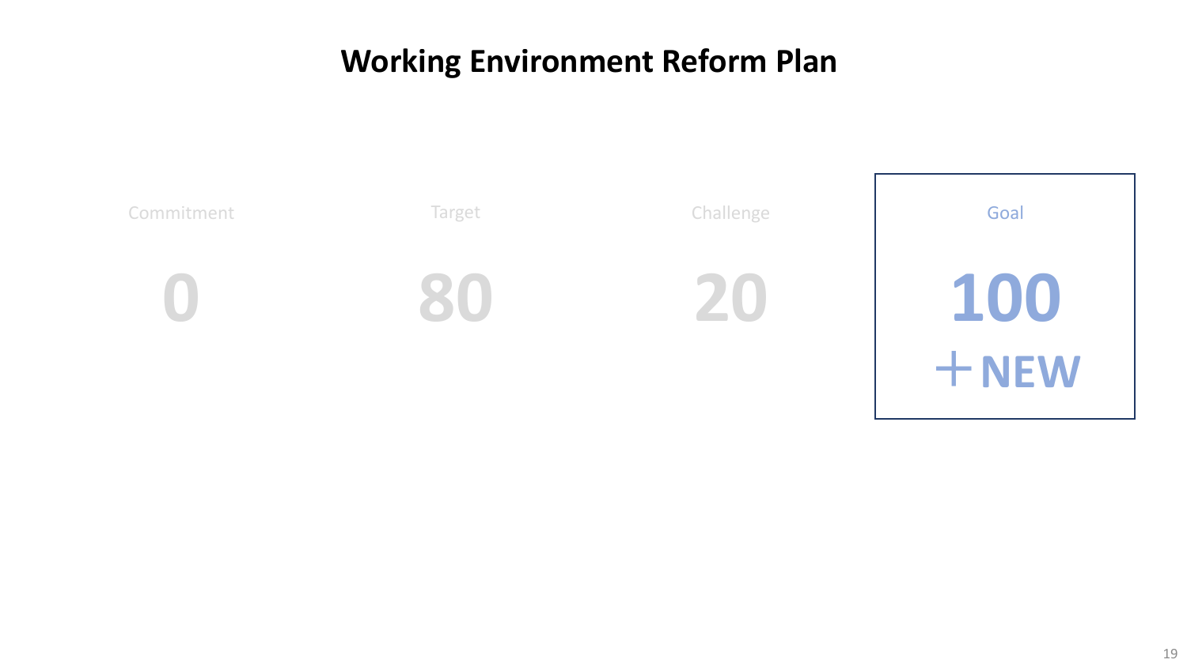# Working Environment Reform Plan

| Commitment | Target | Challenge | Goal |
| --- | --- | --- | --- |
| 0 | 80 | 20 | 100 ＋NEW |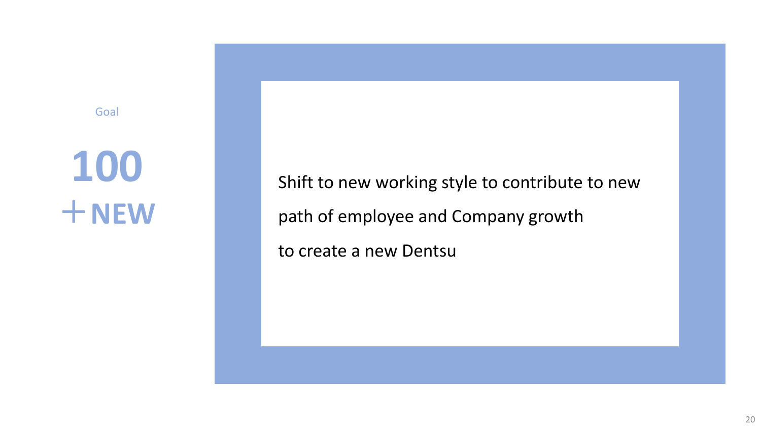Goal

# 100 ＋NEW

Shift to new working style to contribute to new path of employee and Company growth to create a new Dentsu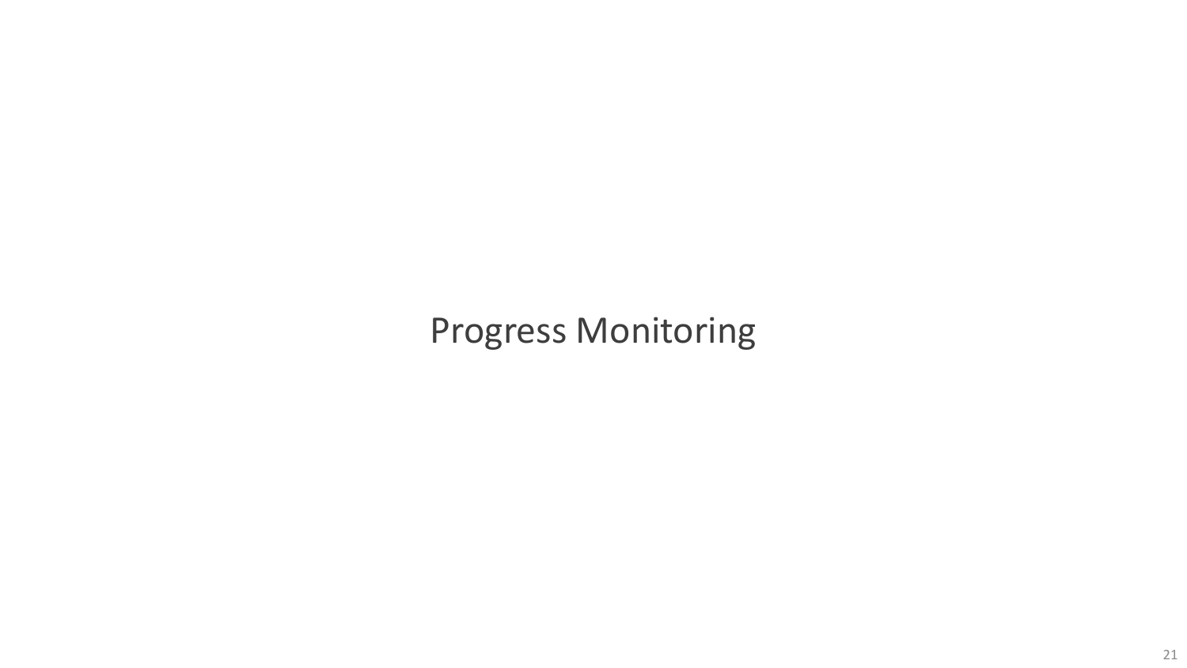# Progress Monitoring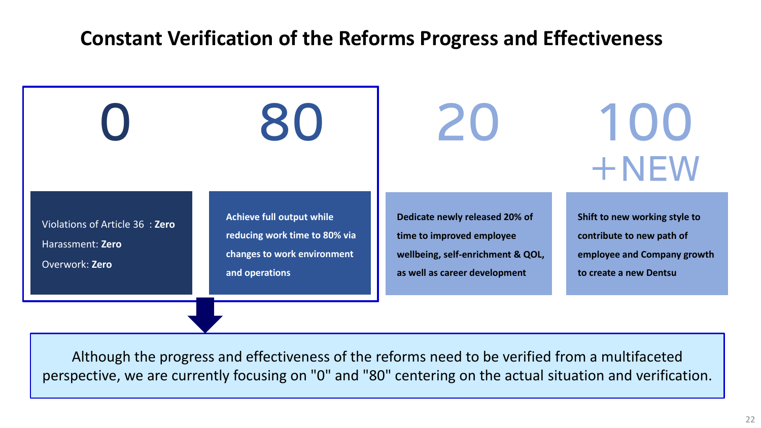# Constant Verification of the Reforms Progress and Effectiveness

| 0 | 80 | 20 | 100 +NEW |
| --- | --- | --- | --- |
| Violations of Article 36 : **Zero**<br>Harassment: **Zero**<br>Overwork: **Zero** | **Achieve full output while reducing work time to 80% via changes to work environment and operations** | **Dedicate newly released 20% of time to improved employee wellbeing, self-enrichment & QOL, as well as career development** | **Shift to new working style to contribute to new path of employee and Company growth to create a new Dentsu** |

Although the progress and effectiveness of the reforms need to be verified from a multifaceted perspective, we are currently focusing on "0" and "80" centering on the actual situation and verification.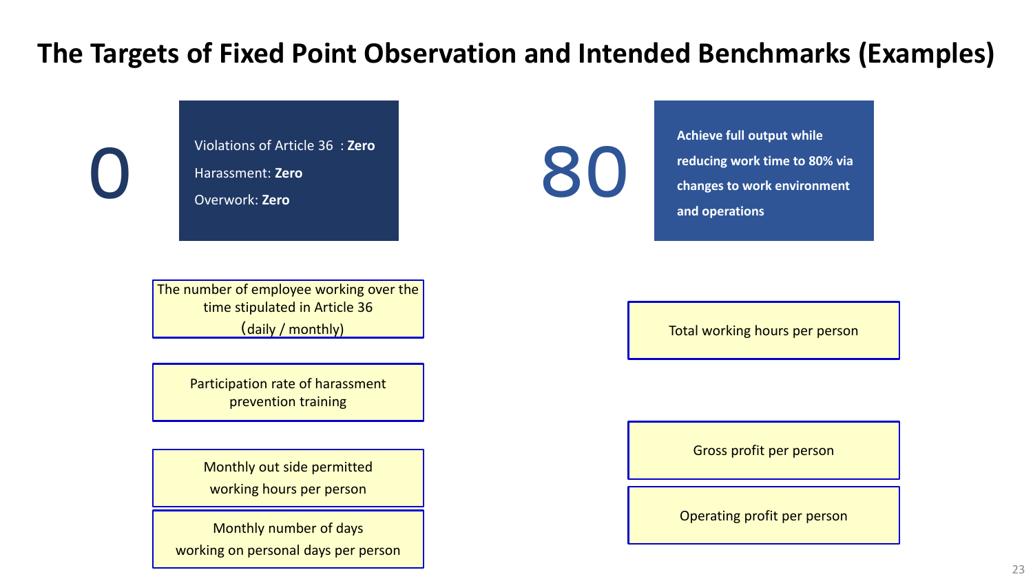# The Targets of Fixed Point Observation and Intended Benchmarks (Examples)

0

Violations of Article 36 : **Zero**

Harassment: **Zero**

Overwork: **Zero**

The number of employee working over the time stipulated in Article 36 （daily / monthly)

Participation rate of harassment prevention training

Monthly out side permitted working hours per person

Monthly number of days working on personal days per person

80

**Achieve full output while reducing work time to 80% via changes to work environment and operations**

Total working hours per person

Gross profit per person

Operating profit per person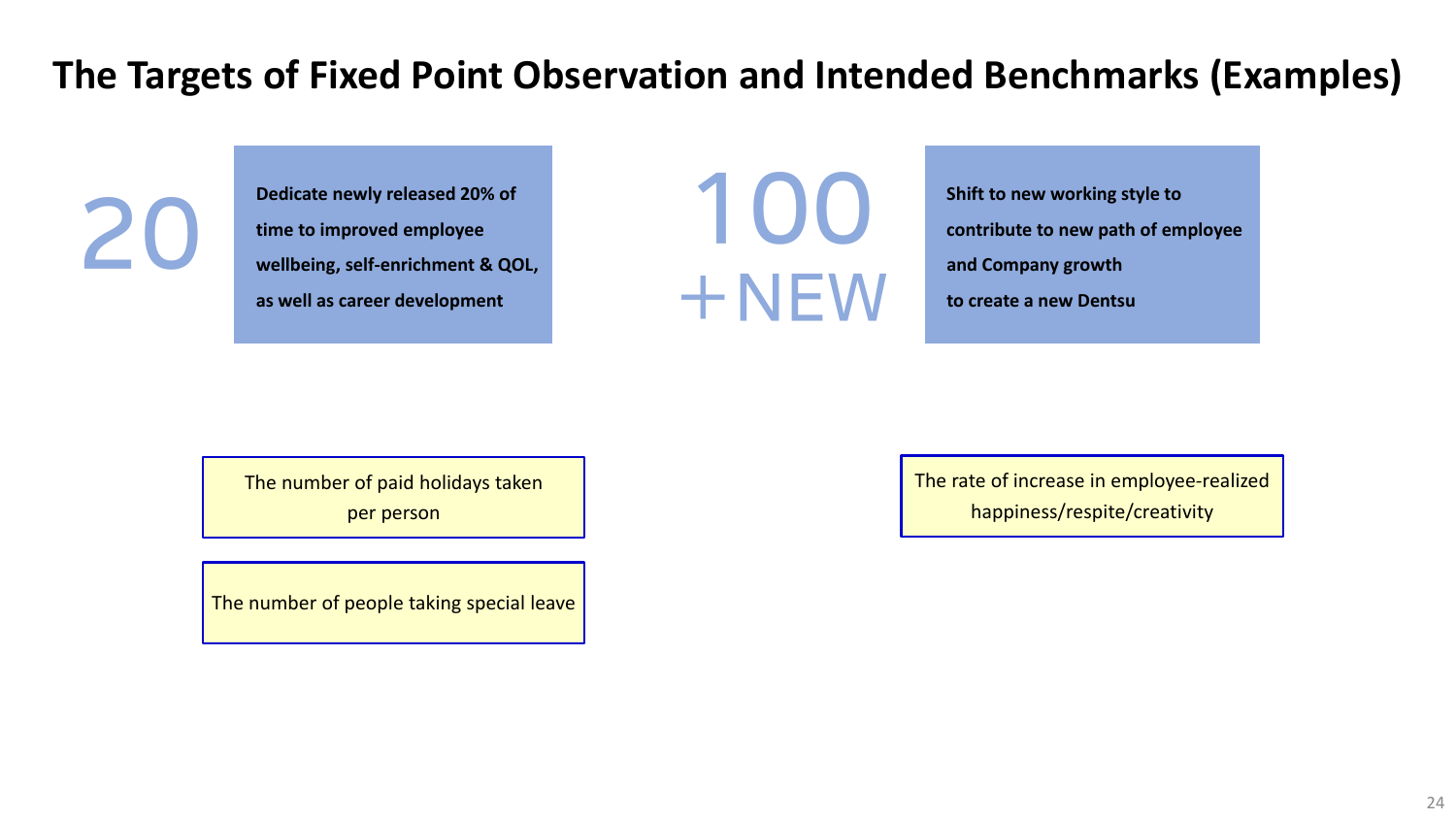# The Targets of Fixed Point Observation and Intended Benchmarks (Examples)

**20**

**Dedicate newly released 20% of time to improved employee wellbeing, self-enrichment & QOL, as well as career development**

- The number of paid holidays taken per person
- The number of people taking special leave

**100 +NEW**

**Shift to new working style to contribute to new path of employee and Company growth to create a new Dentsu**

- The rate of increase in employee-realized happiness/respite/creativity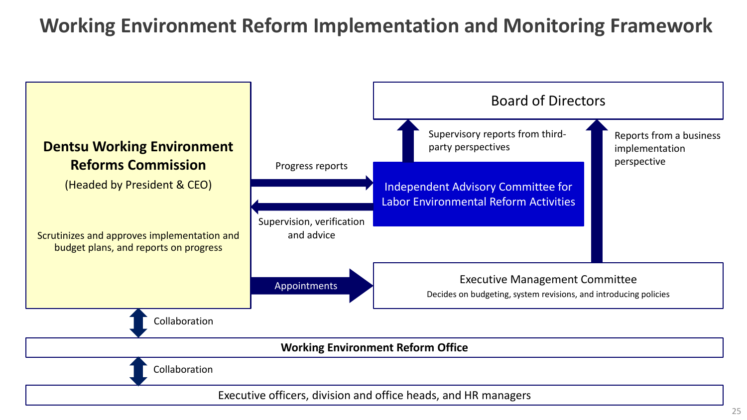# Working Environment Reform Implementation and Monitoring Framework

**Dentsu Working Environment Reforms Commission**
(Headed by President & CEO)

Scrutinizes and approves implementation and budget plans, and reports on progress

Board of Directors

Supervisory reports from third-party perspectives

Reports from a business implementation perspective

Progress reports

Independent Advisory Committee for Labor Environmental Reform Activities

Supervision, verification and advice

Appointments

Executive Management Committee
Decides on budgeting, system revisions, and introducing policies

Collaboration

**Working Environment Reform Office**

Collaboration

Executive officers, division and office heads, and HR managers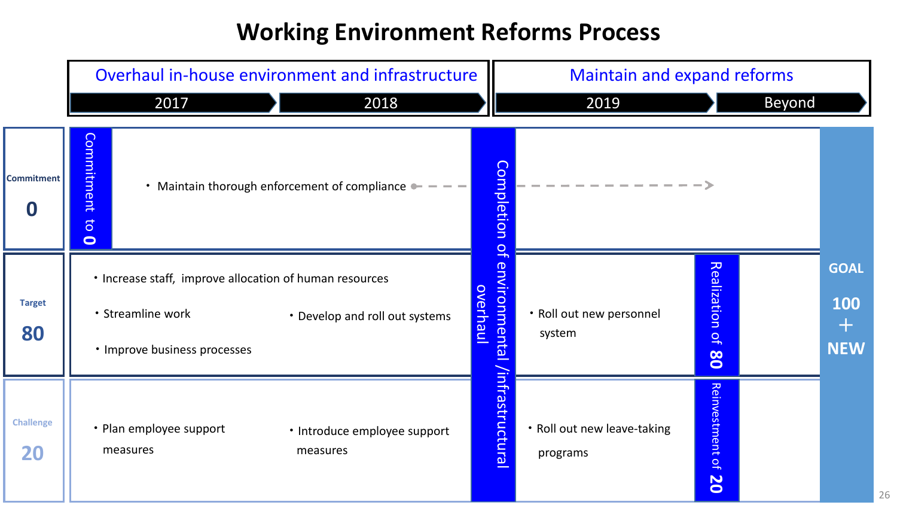# Working Environment Reforms Process

| | Overhaul in-house environment and infrastructure (2017 → 2018) | | Maintain and expand reforms (2019 → Beyond) | | |
|---|---|---|---|---|---|
| **Commitment 0** | Commitment to **0** | • Maintain thorough enforcement of compliance | Completion of environmental /infrastructural overhaul | | GOAL 100 + NEW |
| **Target 80** | • Increase staff, improve allocation of human resources<br>• Streamline work<br>• Improve business processes | • Develop and roll out systems | | • Roll out new personnel system → Realization of **80** | |
| **Challenge 20** | • Plan employee support measures | • Introduce employee support measures | | • Roll out new leave-taking programs → Reinvestment of **20** | |